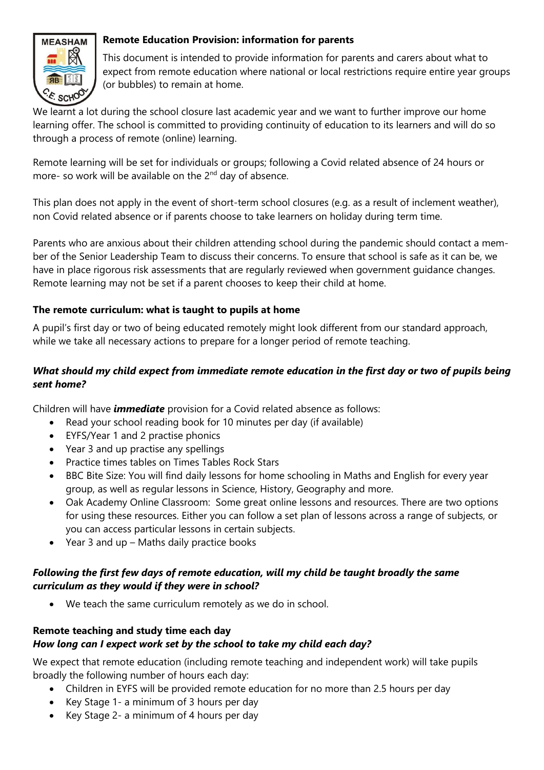## Remote Education Provision: information for parents

This document is intended to provide information for parents and carers about what to expect from remote education where national or local restrictions require entire year groups (or bubbles) to remain at home.

We learnt a lot during the school closure last academic year and we want to further improve our home learning offer. The school is committed to providing continuity of education to its learners and will do so through a process of remote (online) learning.

Remote learning will be set for individuals or groups; following a Covid related absence of 24 hours or more- so work will be available on the 2nd day of absence.

This plan does not apply in the event of short-term school closures (e.g. as a result of inclement weather), non Covid related absence or if parents choose to take learners on holiday during term time.

Parents who are anxious about their children attending school during the pandemic should contact a member of the Senior Leadership Team to discuss their concerns. To ensure that school is safe as it can be, we have in place rigorous risk assessments that are regularly reviewed when government guidance changes. Remote learning may not be set if a parent chooses to keep their child at home.

### The remote curriculum: what is taught to pupils at home

A pupil's first day or two of being educated remotely might look different from our standard approach, while we take all necessary actions to prepare for a longer period of remote teaching.

#### *What should my child expect from immediate remote education in the first day or two of pupils being sent home?*

Children will have ***immediate*** provision for a Covid related absence as follows:

- Read your school reading book for 10 minutes per day (if available)
- EYFS/Year 1 and 2 practise phonics
- Year 3 and up practise any spellings
- Practice times tables on Times Tables Rock Stars
- BBC Bite Size: You will find daily lessons for home schooling in Maths and English for every year group, as well as regular lessons in Science, History, Geography and more.
- Oak Academy Online Classroom: Some great online lessons and resources. There are two options for using these resources. Either you can follow a set plan of lessons across a range of subjects, or you can access particular lessons in certain subjects.
- Year 3 and up – Maths daily practice books

#### *Following the first few days of remote education, will my child be taught broadly the same curriculum as they would if they were in school?*

- We teach the same curriculum remotely as we do in school.

### Remote teaching and study time each day

#### *How long can I expect work set by the school to take my child each day?*

We expect that remote education (including remote teaching and independent work) will take pupils broadly the following number of hours each day:

- Children in EYFS will be provided remote education for no more than 2.5 hours per day
- Key Stage 1- a minimum of 3 hours per day
- Key Stage 2- a minimum of 4 hours per day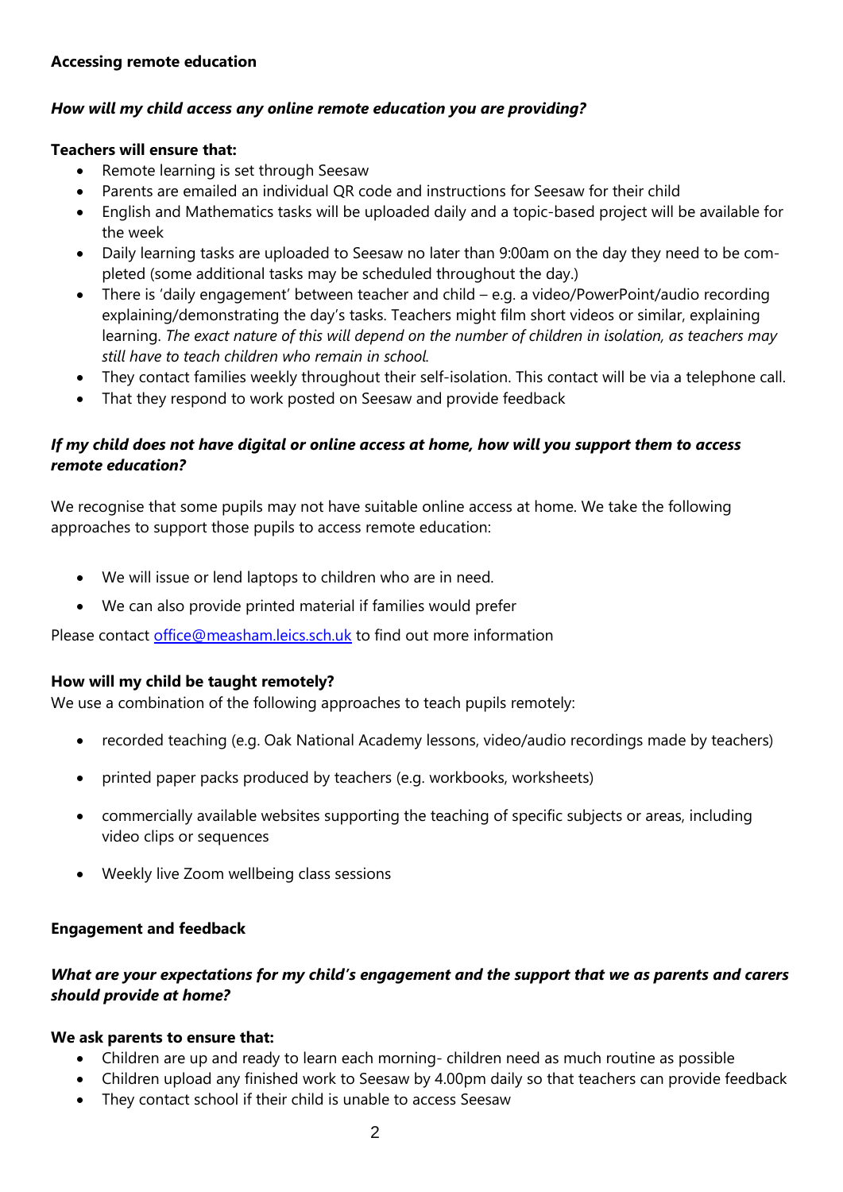**Accessing remote education**

***How will my child access any online remote education you are providing?***

**Teachers will ensure that:**

- Remote learning is set through Seesaw
- Parents are emailed an individual QR code and instructions for Seesaw for their child
- English and Mathematics tasks will be uploaded daily and a topic-based project will be available for the week
- Daily learning tasks are uploaded to Seesaw no later than 9:00am on the day they need to be completed (some additional tasks may be scheduled throughout the day.)
- There is 'daily engagement' between teacher and child – e.g. a video/PowerPoint/audio recording explaining/demonstrating the day's tasks. Teachers might film short videos or similar, explaining learning. *The exact nature of this will depend on the number of children in isolation, as teachers may still have to teach children who remain in school.*
- They contact families weekly throughout their self-isolation. This contact will be via a telephone call.
- That they respond to work posted on Seesaw and provide feedback

***If my child does not have digital or online access at home, how will you support them to access remote education?***

We recognise that some pupils may not have suitable online access at home. We take the following approaches to support those pupils to access remote education:

- We will issue or lend laptops to children who are in need.
- We can also provide printed material if families would prefer

Please contact [office@measham.leics.sch.uk](mailto:office@measham.leics.sch.uk) to find out more information

**How will my child be taught remotely?**

We use a combination of the following approaches to teach pupils remotely:

- recorded teaching (e.g. Oak National Academy lessons, video/audio recordings made by teachers)
- printed paper packs produced by teachers (e.g. workbooks, worksheets)
- commercially available websites supporting the teaching of specific subjects or areas, including video clips or sequences
- Weekly live Zoom wellbeing class sessions

**Engagement and feedback**

***What are your expectations for my child's engagement and the support that we as parents and carers should provide at home?***

**We ask parents to ensure that:**

- Children are up and ready to learn each morning- children need as much routine as possible
- Children upload any finished work to Seesaw by 4.00pm daily so that teachers can provide feedback
- They contact school if their child is unable to access Seesaw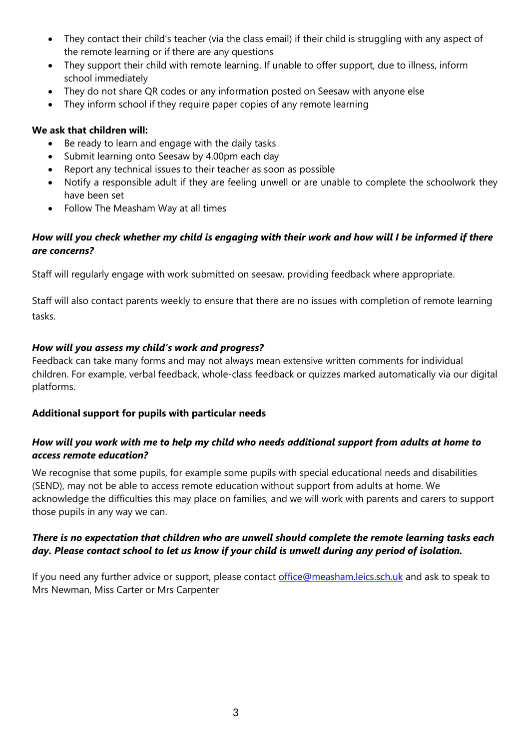- They contact their child's teacher (via the class email) if their child is struggling with any aspect of the remote learning or if there are any questions
- They support their child with remote learning. If unable to offer support, due to illness, inform school immediately
- They do not share QR codes or any information posted on Seesaw with anyone else
- They inform school if they require paper copies of any remote learning

**We ask that children will:**

- Be ready to learn and engage with the daily tasks
- Submit learning onto Seesaw by 4.00pm each day
- Report any technical issues to their teacher as soon as possible
- Notify a responsible adult if they are feeling unwell or are unable to complete the schoolwork they have been set
- Follow The Measham Way at all times

***How will you check whether my child is engaging with their work and how will I be informed if there are concerns?***

Staff will regularly engage with work submitted on seesaw, providing feedback where appropriate.

Staff will also contact parents weekly to ensure that there are no issues with completion of remote learning tasks.

***How will you assess my child's work and progress?***

Feedback can take many forms and may not always mean extensive written comments for individual children. For example, verbal feedback, whole-class feedback or quizzes marked automatically via our digital platforms.

**Additional support for pupils with particular needs**

***How will you work with me to help my child who needs additional support from adults at home to access remote education?***

We recognise that some pupils, for example some pupils with special educational needs and disabilities (SEND), may not be able to access remote education without support from adults at home. We acknowledge the difficulties this may place on families, and we will work with parents and carers to support those pupils in any way we can.

***There is no expectation that children who are unwell should complete the remote learning tasks each day. Please contact school to let us know if your child is unwell during any period of isolation.***

If you need any further advice or support, please contact office@measham.leics.sch.uk and ask to speak to Mrs Newman, Miss Carter or Mrs Carpenter